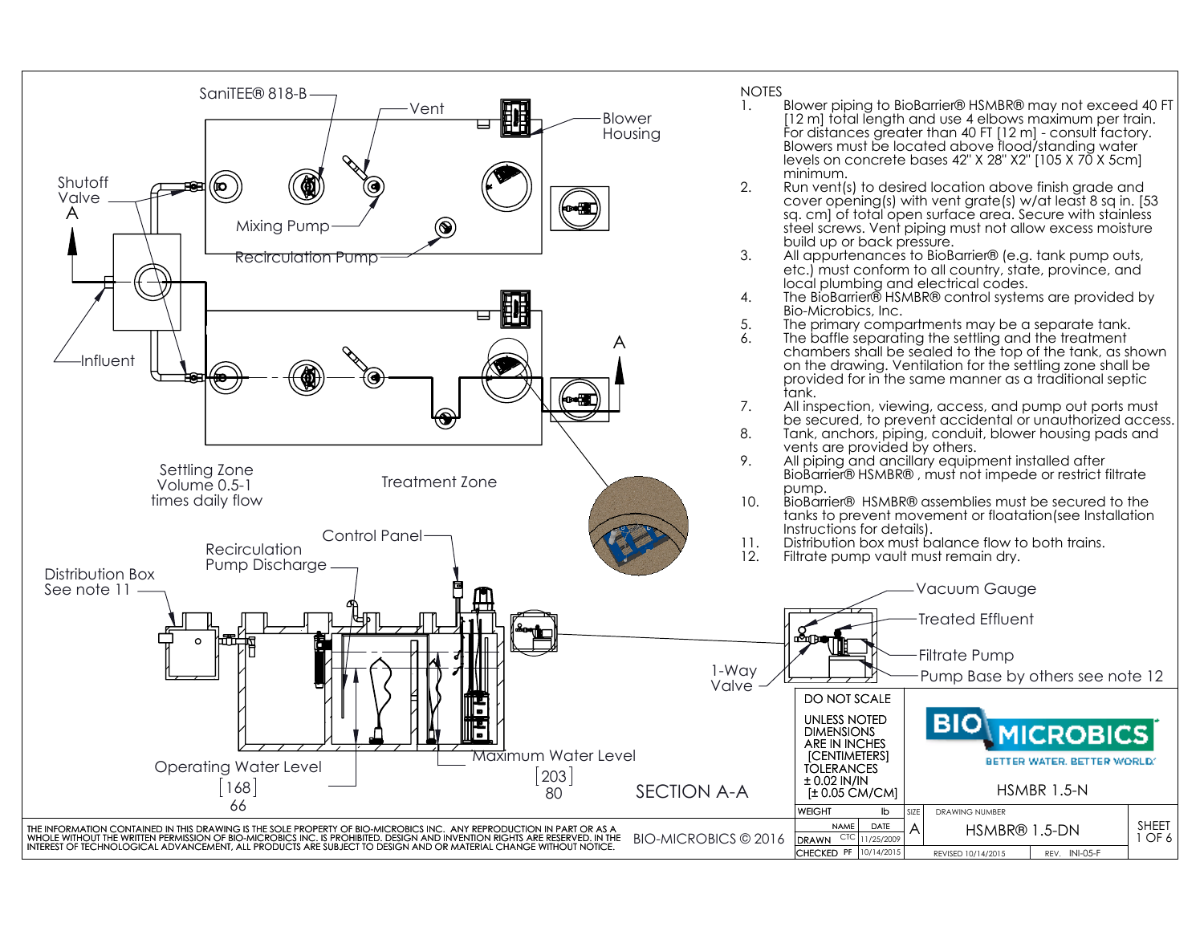SaniTEE® 818-B

Vent

Blower Housing

Shutoff Valve

A

Mixing Pump

Recirculation Pump

Influent

A

Settling Zone Volume 0.5-1 times daily flow

Treatment Zone

Control Panel

Recirculation Pump Discharge

Distribution Box See note 11

1-Way Valve

Maximum Water Level

[203]
80

Operating Water Level

[168]
66

SECTION A-A

Vacuum Gauge

Treated Effluent

Filtrate Pump

Pump Base by others see note 12

## NOTES

1. Blower piping to BioBarrier® HSMBR® may not exceed 40 FT [12 m] total length and use 4 elbows maximum per train. For distances greater than 40 FT [12 m] - consult factory. Blowers must be located above flood/standing water levels on concrete bases 42" X 28" X2" [105 X 70 X 5cm] minimum.
2. Run vent(s) to desired location above finish grade and cover opening(s) with vent grate(s) w/at least 8 sq in. [53 sq. cm] of total open surface area. Secure with stainless steel screws. Vent piping must not allow excess moisture build up or back pressure.
3. All appurtenances to BioBarrier® (e.g. tank pump outs, etc.) must conform to all country, state, province, and local plumbing and electrical codes.
4. The BioBarrier® HSMBR® control systems are provided by Bio-Microbics, Inc.
5. The primary compartments may be a separate tank.
6. The baffle separating the settling and the treatment chambers shall be sealed to the top of the tank, as shown on the drawing. Ventilation for the settling zone shall be provided for in the same manner as a traditional septic tank.
7. All inspection, viewing, access, and pump out ports must be secured, to prevent accidental or unauthorized access.
8. Tank, anchors, piping, conduit, blower housing pads and vents are provided by others.
9. All piping and ancillary equipment installed after BioBarrier® HSMBR® , must not impede or restrict filtrate pump.
10. BioBarrier® HSMBR® assemblies must be secured to the tanks to prevent movement or floatation(see Installation Instructions for details).
11. Distribution box must balance flow to both trains.
12. Filtrate pump vault must remain dry.

DO NOT SCALE

UNLESS NOTED DIMENSIONS ARE IN INCHES [CENTIMETERS] TOLERANCES ± 0.02 IN/IN [± 0.05 CM/CM]

BIO MICROBICS — BETTER WATER. BETTER WORLD.

HSMBR 1.5-N

| WEIGHT | | lb | SIZE | DRAWING NUMBER | | SHEET |
|---|---|---|---|---|---|---|
| | NAME | DATE | A | HSMBR® 1.5-DN | | 1 OF 6 |
| DRAWN | CTC | 11/25/2009 | | | | |
| CHECKED | PF | 10/14/2015 | | REVISED 10/14/2015 | REV. INI-05-F | |

THE INFORMATION CONTAINED IN THIS DRAWING IS THE SOLE PROPERTY OF BIO-MICROBICS INC. ANY REPRODUCTION IN PART OR AS A WHOLE WITHOUT THE WRITTEN PERMISSION OF BIO-MICROBICS INC. IS PROHIBITED. DESIGN AND INVENTION RIGHTS ARE RESERVED. IN THE INTEREST OF TECHNOLOGICAL ADVANCEMENT, ALL PRODUCTS ARE SUBJECT TO DESIGN AND OR MATERIAL CHANGE WITHOUT NOTICE.

BIO-MICROBICS © 2016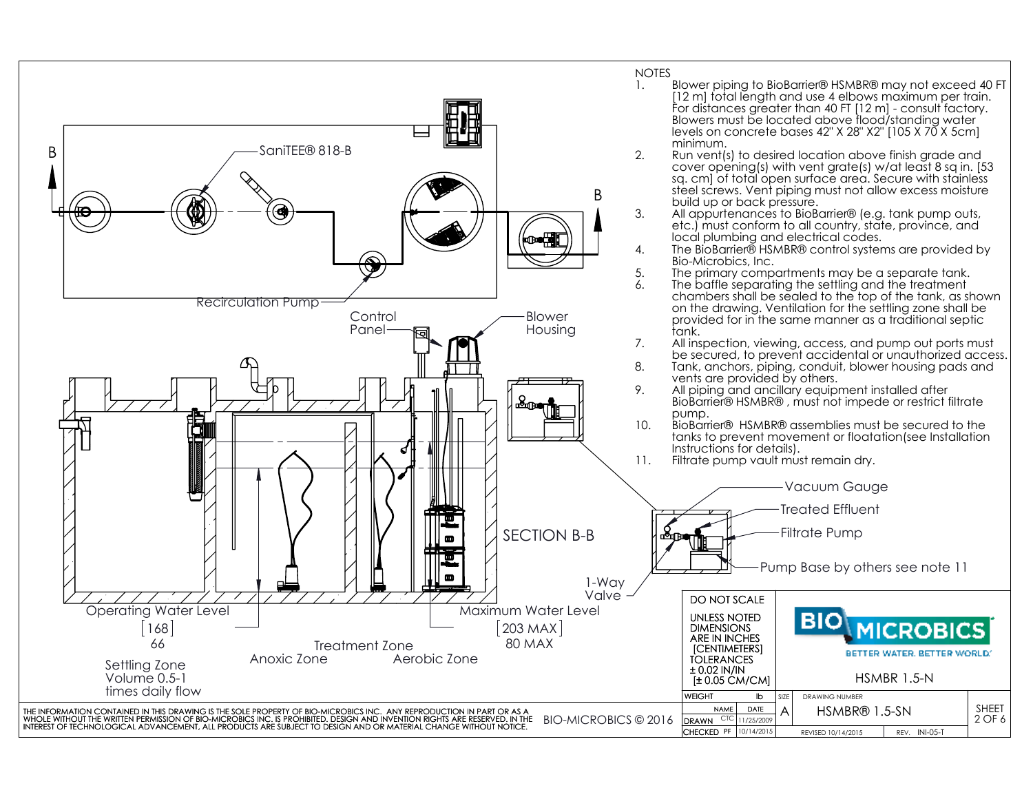## NOTES

1. Blower piping to BioBarrier® HSMBR® may not exceed 40 FT [12 m] total length and use 4 elbows maximum per train. For distances greater than 40 FT [12 m] - consult factory. Blowers must be located above flood/standing water levels on concrete bases 42" X 28" X2" [105 X 70 X 5cm] minimum.
2. Run vent(s) to desired location above finish grade and cover opening(s) with vent grate(s) w/at least 8 sq in. [53 sq. cm] of total open surface area. Secure with stainless steel screws. Vent piping must not allow excess moisture build up or back pressure.
3. All appurtenances to BioBarrier® (e.g. tank pump outs, etc.) must conform to all country, state, province, and local plumbing and electrical codes.
4. The BioBarrier® HSMBR® control systems are provided by Bio-Microbics, Inc.
5. The primary compartments may be a separate tank.
6. The baffle separating the settling and the treatment chambers shall be sealed to the top of the tank, as shown on the drawing. Ventilation for the settling zone shall be provided for in the same manner as a traditional septic tank.
7. All inspection, viewing, access, and pump out ports must be secured, to prevent accidental or unauthorized access.
8. Tank, anchors, piping, conduit, blower housing pads and vents are provided by others.
9. All piping and ancillary equipment installed after BioBarrier® HSMBR® , must not impede or restrict filtrate pump.
10. BioBarrier® HSMBR® assemblies must be secured to the tanks to prevent movement or floatation(see Installation Instructions for details).
11. Filtrate pump vault must remain dry.

B — SaniTEE® 818-B — B

Recirculation Pump

Control Panel

Blower Housing

SECTION B-B

1-Way Valve

Vacuum Gauge

Treated Effluent

Filtrate Pump

Pump Base by others see note 11

Operating Water Level [168] 66

Maximum Water Level [203 MAX] 80 MAX

Treatment Zone

Anoxic Zone

Aerobic Zone

Settling Zone Volume 0.5-1 times daily flow

DO NOT SCALE

UNLESS NOTED DIMENSIONS ARE IN INCHES [CENTIMETERS] TOLERANCES ± 0.02 IN/IN [± 0.05 CM/CM]

BIO MICROBICS — BETTER WATER. BETTER WORLD.

HSMBR 1.5-N

| WEIGHT | lb | SIZE | DRAWING NUMBER | SHEET |
|---|---|---|---|---|
| | NAME / DATE | A | HSMBR® 1.5-SN | 2 OF 6 |
| DRAWN | CTC 11/25/2009 | | | |
| CHECKED | PF 10/14/2015 | | REVISED 10/14/2015 — REV. INI-05-T | |

THE INFORMATION CONTAINED IN THIS DRAWING IS THE SOLE PROPERTY OF BIO-MICROBICS INC. ANY REPRODUCTION IN PART OR AS A WHOLE WITHOUT THE WRITTEN PERMISSION OF BIO-MICROBICS INC. IS PROHIBITED. DESIGN AND INVENTION RIGHTS ARE RESERVED. IN THE INTEREST OF TECHNOLOGICAL ADVANCEMENT, ALL PRODUCTS ARE SUBJECT TO DESIGN AND OR MATERIAL CHANGE WITHOUT NOTICE.

BIO-MICROBICS © 2016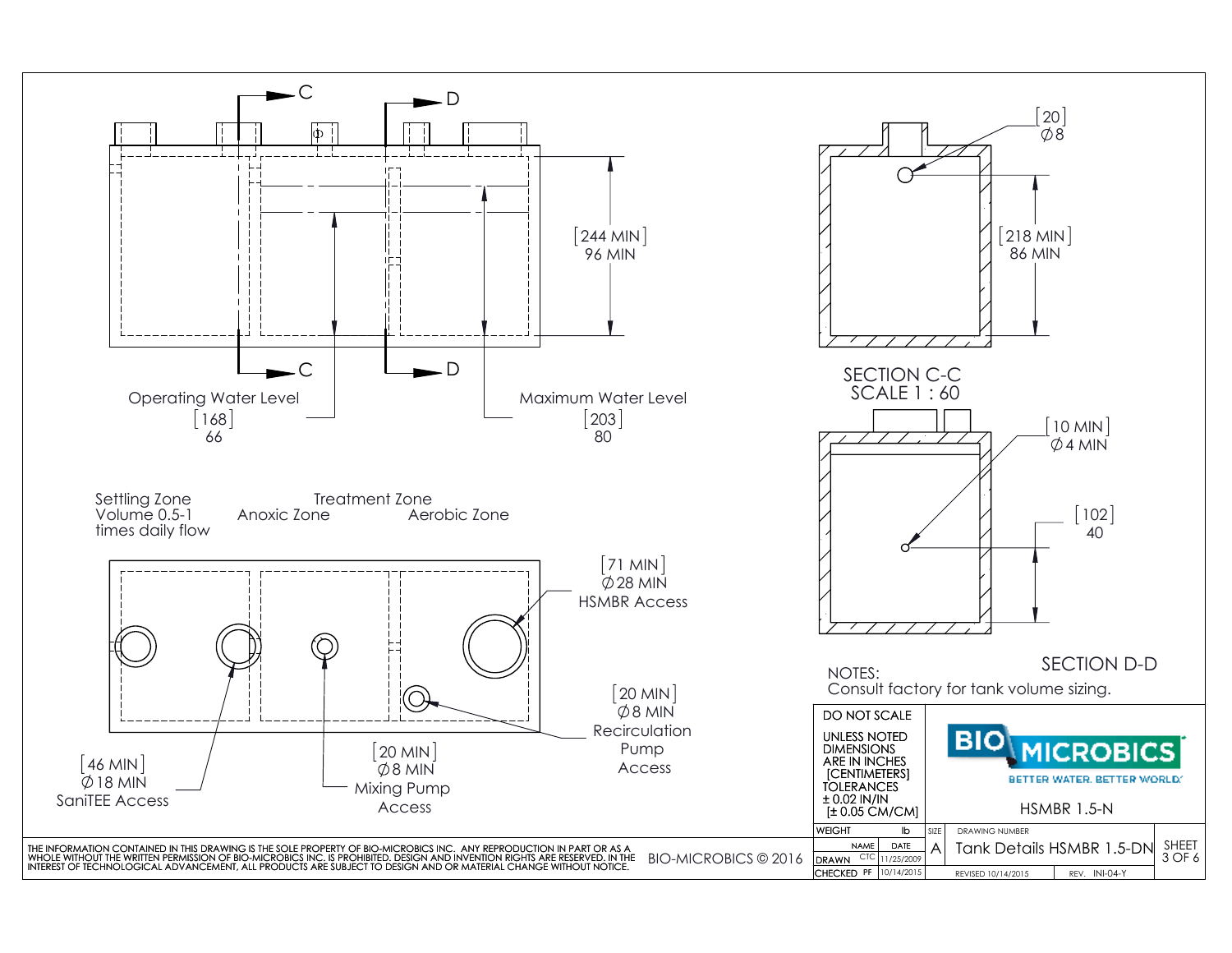Operating Water Level
[168]
66

Maximum Water Level
[203]
80

[244 MIN]
96 MIN

Settling Zone
Volume 0.5-1
times daily flow

Treatment Zone

Anoxic Zone

Aerobic Zone

[71 MIN]
Ø28 MIN
HSMBR Access

[20 MIN]
Ø8 MIN
Recirculation
Pump
Access

[20 MIN]
Ø8 MIN
Mixing Pump
Access

[46 MIN]
Ø18 MIN
SaniTEE Access

[20]
Ø8

[218 MIN]
86 MIN

SECTION C-C
SCALE 1 : 60

[10 MIN]
Ø4 MIN

[102]
40

SECTION D-D

NOTES:
Consult factory for tank volume sizing.

DO NOT SCALE

UNLESS NOTED
DIMENSIONS
ARE IN INCHES
[CENTIMETERS]
TOLERANCES
± 0.02 IN/IN
[± 0.05 CM/CM]

BIO MICROBICS
BETTER WATER. BETTER WORLD.

HSMBR 1.5-N

| WEIGHT | | lb | SIZE | DRAWING NUMBER | | SHEET |
|---|---|---|---|---|---|---|
| | NAME | DATE | A | Tank Details HSMBR 1.5-DN | | 3 OF 6 |
| DRAWN | CTC | 11/25/2009 | | | | |
| CHECKED | PF | 10/14/2015 | | REVISED 10/14/2015 | REV. INI-04-Y | |

THE INFORMATION CONTAINED IN THIS DRAWING IS THE SOLE PROPERTY OF BIO-MICROBICS INC. ANY REPRODUCTION IN PART OR AS A WHOLE WITHOUT THE WRITTEN PERMISSION OF BIO-MICROBICS INC. IS PROHIBITED. DESIGN AND INVENTION RIGHTS ARE RESERVED. IN THE INTEREST OF TECHNOLOGICAL ADVANCEMENT, ALL PRODUCTS ARE SUBJECT TO DESIGN AND OR MATERIAL CHANGE WITHOUT NOTICE.

BIO-MICROBICS © 2016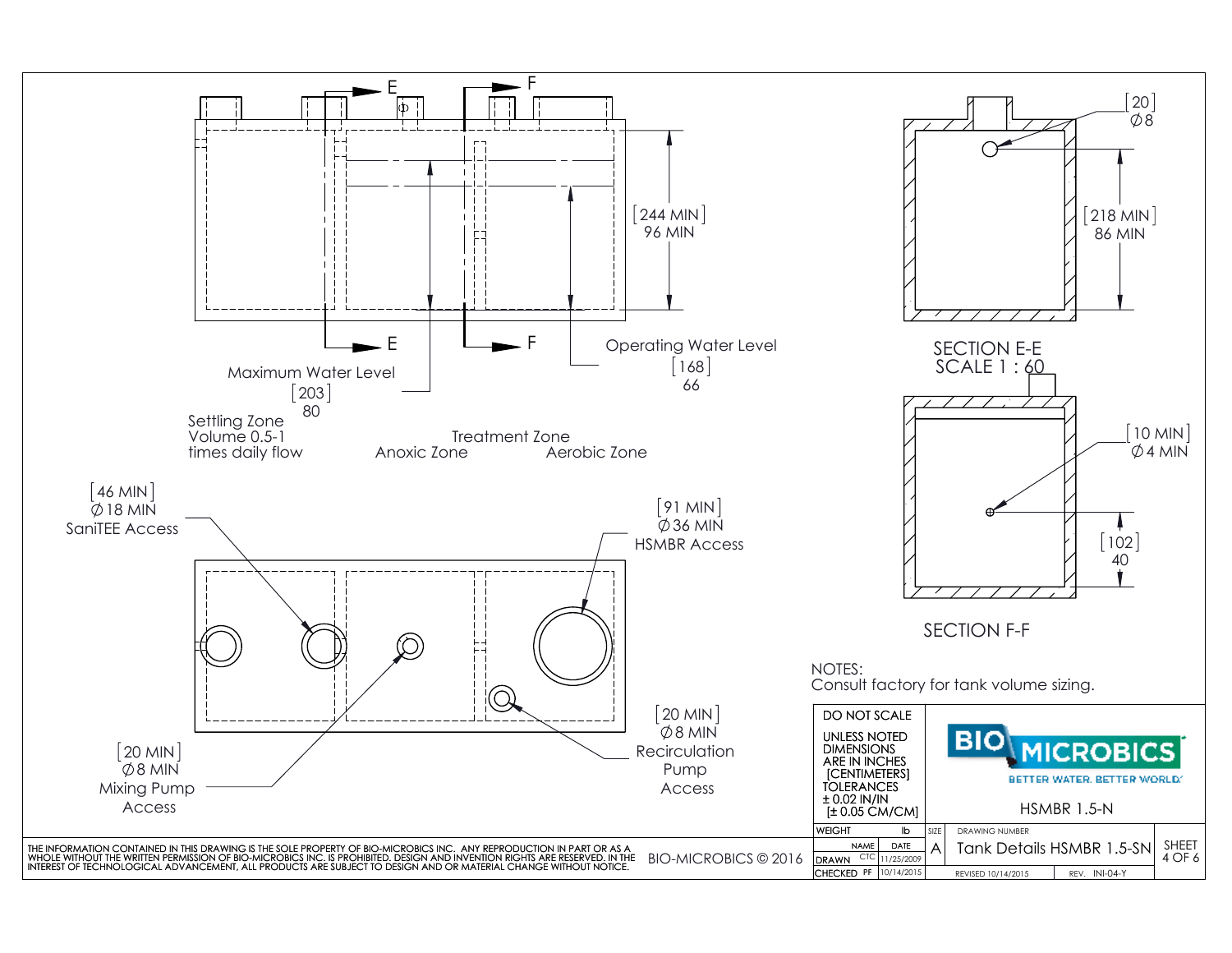Maximum Water Level
[203]
80

Operating Water Level
[168]
66

[244 MIN]
96 MIN

Settling Zone
Volume 0.5-1
times daily flow

Treatment Zone

Anoxic Zone

Aerobic Zone

[46 MIN]
∅18 MIN
SaniTEE Access

[91 MIN]
∅36 MIN
HSMBR Access

[20 MIN]
∅8 MIN
Mixing Pump
Access

[20 MIN]
∅8 MIN
Recirculation
Pump
Access

[20]
∅8

[218 MIN]
86 MIN

SECTION E-E
SCALE 1 : 60

[10 MIN]
∅4 MIN

[102]
40

SECTION F-F

NOTES:
Consult factory for tank volume sizing.

DO NOT SCALE

UNLESS NOTED
DIMENSIONS
ARE IN INCHES
[CENTIMETERS]
TOLERANCES
± 0.02 IN/IN
[± 0.05 CM/CM]

BIO MICROBICS
BETTER WATER. BETTER WORLD.

HSMBR 1.5-N

| WEIGHT | | lb | SIZE | DRAWING NUMBER | SHEET |
|---|---|---|---|---|---|
| | NAME | DATE | A | Tank Details HSMBR 1.5-SN | 4 OF 6 |
| DRAWN | CTC | 11/25/2009 | | | |
| CHECKED | PF | 10/14/2015 | | REVISED 10/14/2015 REV. INI-04-Y | |

THE INFORMATION CONTAINED IN THIS DRAWING IS THE SOLE PROPERTY OF BIO-MICROBICS INC. ANY REPRODUCTION IN PART OR AS A WHOLE WITHOUT THE WRITTEN PERMISSION OF BIO-MICROBICS INC. IS PROHIBITED. DESIGN AND INVENTION RIGHTS ARE RESERVED. IN THE INTEREST OF TECHNOLOGICAL ADVANCEMENT, ALL PRODUCTS ARE SUBJECT TO DESIGN AND OR MATERIAL CHANGE WITHOUT NOTICE.

BIO-MICROBICS © 2016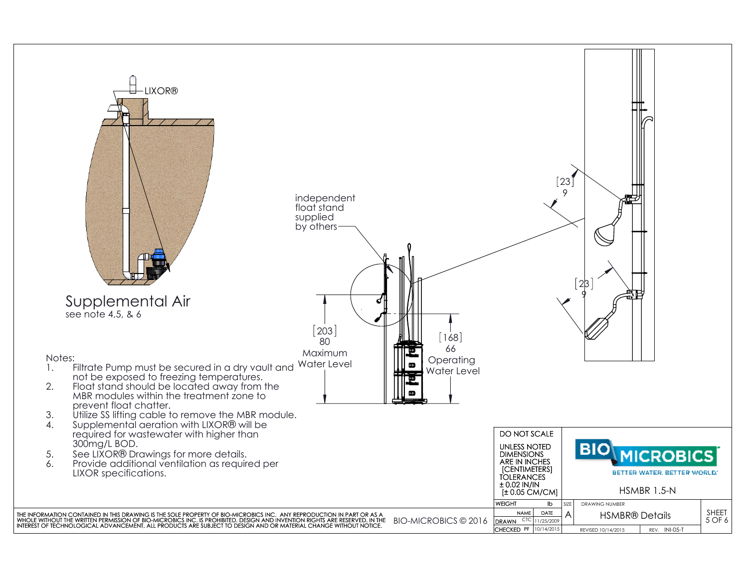LIXOR®

## Supplemental Air

see note 4,5, & 6

independent float stand supplied by others

[203] 80 Maximum Water Level

[168] 66 Operating Water Level

[23] 9

[23] 9

Notes:

1. Filtrate Pump must be secured in a dry vault and not be exposed to freezing temperatures.
2. Float stand should be located away from the MBR modules within the treatment zone to prevent float chatter.
3. Utilize SS lifting cable to remove the MBR module.
4. Supplemental aeration with LIXOR® will be required for wastewater with higher than 300mg/L BOD.
5. See LIXOR® Drawings for more details.
6. Provide additional ventilation as required per LIXOR specifications.

DO NOT SCALE

UNLESS NOTED DIMENSIONS ARE IN INCHES [CENTIMETERS] TOLERANCES ± 0.02 IN/IN [± 0.05 CM/CM]

BIO MICROBICS — BETTER WATER. BETTER WORLD.

HSMBR 1.5-N

| WEIGHT | lb | SIZE | DRAWING NUMBER | SHEET |
|---|---|---|---|---|
| | NAME / DATE | A | HSMBR® Details | 5 OF 6 |
| DRAWN | CTC 11/25/2009 | | | |
| CHECKED | PF 10/14/2015 | | REVISED 10/14/2015 — REV. INI-05-T | |

THE INFORMATION CONTAINED IN THIS DRAWING IS THE SOLE PROPERTY OF BIO-MICROBICS INC. ANY REPRODUCTION IN PART OR AS A WHOLE WITHOUT THE WRITTEN PERMISSION OF BIO-MICROBICS INC. IS PROHIBITED. DESIGN AND INVENTION RIGHTS ARE RESERVED. IN THE INTEREST OF TECHNOLOGICAL ADVANCEMENT, ALL PRODUCTS ARE SUBJECT TO DESIGN AND OR MATERIAL CHANGE WITHOUT NOTICE.

BIO-MICROBICS © 2016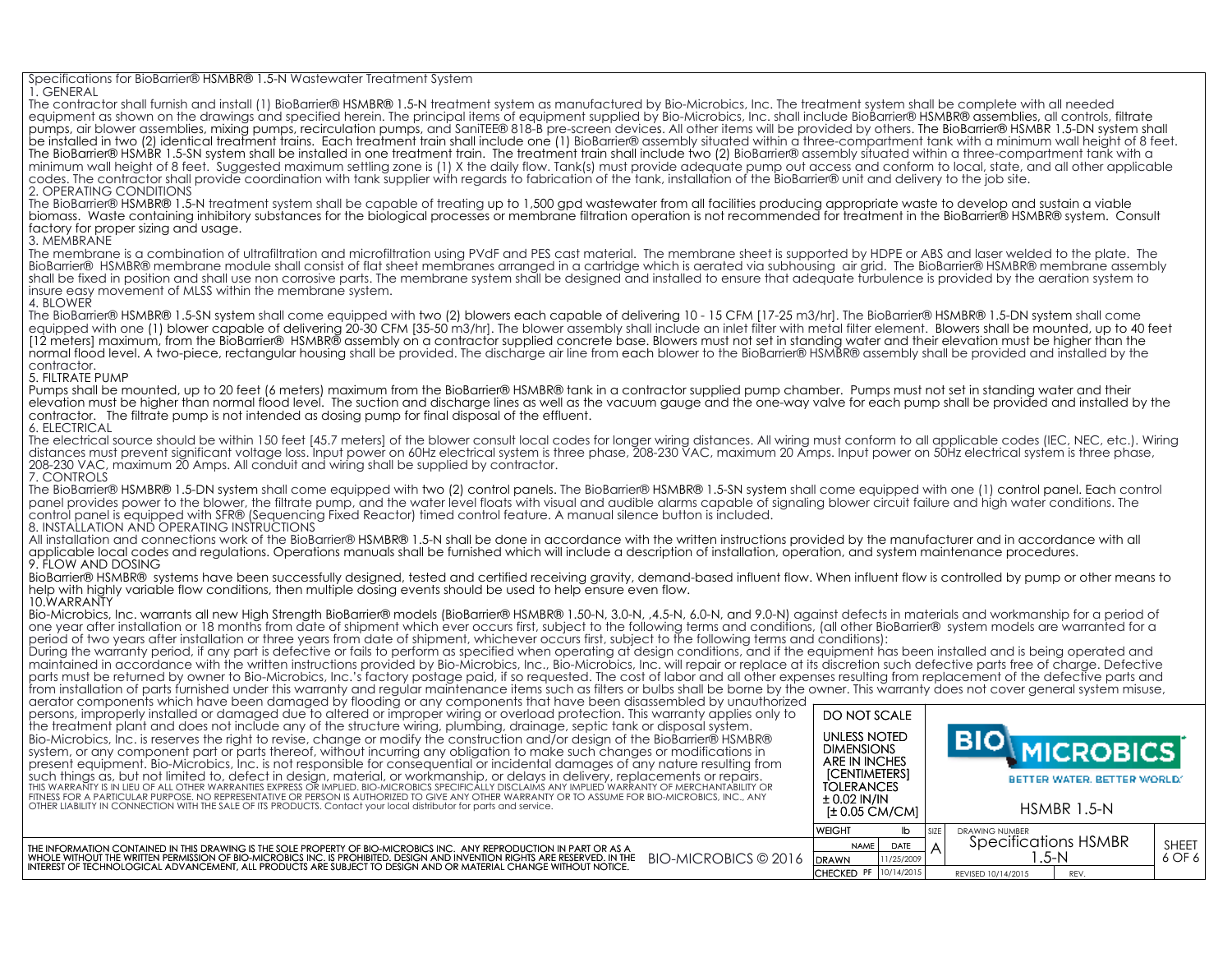Specifications for BioBarrier® HSMBR® 1.5-N Wastewater Treatment System

## 1. GENERAL

The contractor shall furnish and install (1) BioBarrier® HSMBR® 1.5-N treatment system as manufactured by Bio-Microbics, Inc. The treatment system shall be complete with all needed equipment as shown on the drawings and specified herein. The principal items of equipment supplied by Bio-Microbics, Inc. shall include BioBarrier® HSMBR® assemblies, all controls, filtrate pumps, air blower assemblies, mixing pumps, recirculation pumps, and SaniTEE® 818-B pre-screen devices. All other items will be provided by others. The BioBarrier® HSMBR 1.5-DN system shall be installed in two (2) identical treatment trains. Each treatment train shall include one (1) BioBarrier® assembly situated within a three-compartment tank with a minimum wall height of 8 feet. The BioBarrier® HSMBR 1.5-SN system shall be installed in one treatment train. The treatment train shall include two (2) BioBarrier® assembly situated within a three-compartment tank with a minimum wall height of 8 feet. Suggested maximum settling zone is (1) X the daily flow. Tank(s) must provide adequate pump out access and conform to local, state, and all other applicable codes. The contractor shall provide coordination with tank supplier with regards to fabrication of the tank, installation of the BioBarrier® unit and delivery to the job site.

## 2. OPERATING CONDITIONS

The BioBarrier® HSMBR® 1.5-N treatment system shall be capable of treating up to 1,500 gpd wastewater from all facilities producing appropriate waste to develop and sustain a viable biomass. Waste containing inhibitory substances for the biological processes or membrane filtration operation is not recommended for treatment in the BioBarrier® HSMBR® system. Consult factory for proper sizing and usage.

## 3. MEMBRANE

The membrane is a combination of ultrafiltration and microfiltration using PVdF and PES cast material. The membrane sheet is supported by HDPE or ABS and laser welded to the plate. The BioBarrier® HSMBR® membrane module shall consist of flat sheet membranes arranged in a cartridge which is aerated via subhousing air grid. The BioBarrier® HSMBR® membrane assembly shall be fixed in position and shall use non corrosive parts. The membrane system shall be designed and installed to ensure that adequate turbulence is provided by the aeration system to insure easy movement of MLSS within the membrane system.

## 4. BLOWER

The BioBarrier® HSMBR® 1.5-SN system shall come equipped with two (2) blowers each capable of delivering 10 - 15 CFM [17-25 m3/hr]. The BioBarrier® HSMBR® 1.5-DN system shall come equipped with one (1) blower capable of delivering 20-30 CFM [35-50 m3/hr]. The blower assembly shall include an inlet filter with metal filter element. Blowers shall be mounted, up to 40 feet [12 meters] maximum, from the BioBarrier® HSMBR® assembly on a contractor supplied concrete base. Blowers must not set in standing water and their elevation must be higher than the normal flood level. A two-piece, rectangular housing shall be provided. The discharge air line from each blower to the BioBarrier® HSMBR® assembly shall be provided and installed by the contractor.

## 5. FILTRATE PUMP

Pumps shall be mounted, up to 20 feet (6 meters) maximum from the BioBarrier® HSMBR® tank in a contractor supplied pump chamber. Pumps must not set in standing water and their elevation must be higher than normal flood level. The suction and discharge lines as well as the vacuum gauge and the one-way valve for each pump shall be provided and installed by the contractor. The filtrate pump is not intended as dosing pump for final disposal of the effluent.

## 6. ELECTRICAL

The electrical source should be within 150 feet [45.7 meters] of the blower consult local codes for longer wiring distances. All wiring must conform to all applicable codes (IEC, NEC, etc.). Wiring distances must prevent significant voltage loss. Input power on 60Hz electrical system is three phase, 208-230 VAC, maximum 20 Amps. Input power on 50Hz electrical system is three phase, 208-230 VAC, maximum 20 Amps. All conduit and wiring shall be supplied by contractor.

## 7. CONTROLS

The BioBarrier® HSMBR® 1.5-DN system shall come equipped with two (2) control panels. The BioBarrier® HSMBR® 1.5-SN system shall come equipped with one (1) control panel. Each control panel provides power to the blower, the filtrate pump, and the water level floats with visual and audible alarms capable of signaling blower circuit failure and high water conditions. The control panel is equipped with SFR® (Sequencing Fixed Reactor) timed control feature. A manual silence button is included.

## 8. INSTALLATION AND OPERATING INSTRUCTIONS

All installation and connections work of the BioBarrier® HSMBR® 1.5-N shall be done in accordance with the written instructions provided by the manufacturer and in accordance with all applicable local codes and regulations. Operations manuals shall be furnished which will include a description of installation, operation, and system maintenance procedures.

## 9. FLOW AND DOSING

BioBarrier® HSMBR® systems have been successfully designed, tested and certified receiving gravity, demand-based influent flow. When influent flow is controlled by pump or other means to help with highly variable flow conditions, then multiple dosing events should be used to help ensure even flow.

## 10.WARRANTY

Bio-Microbics, Inc. warrants all new High Strength BioBarrier® models (BioBarrier® HSMBR® 1.50-N, 3.0-N, ,4.5-N, 6.0-N, and 9.0-N) against defects in materials and workmanship for a period of one year after installation or 18 months from date of shipment which ever occurs first, subject to the following terms and conditions, (all other BioBarrier® system models are warranted for a period of two years after installation or three years from date of shipment, whichever occurs first, subject to the following terms and conditions):

During the warranty period, if any part is defective or fails to perform as specified when operating at design conditions, and if the equipment has been installed and is being operated and maintained in accordance with the written instructions provided by Bio-Microbics, Inc., Bio-Microbics, Inc. will repair or replace at its discretion such defective parts free of charge. Defective parts must be returned by owner to Bio-Microbics, Inc.'s factory postage paid, if so requested. The cost of labor and all other expenses resulting from replacement of the defective parts and from installation of parts furnished under this warranty and regular maintenance items such as filters or bulbs shall be borne by the owner. This warranty does not cover general system misuse, aerator components which have been damaged by flooding or any components that have been disassembled by unauthorized persons, improperly installed or damaged due to altered or improper wiring or overload protection. This warranty applies only to the treatment plant and does not include any of the structure wiring, plumbing, drainage, septic tank or disposal system.

Bio-Microbics, Inc. is reserves the right to revise, change or modify the construction and/or design of the BioBarrier® HSMBR® system, or any component part or parts thereof, without incurring any obligation to make such changes or modifications in present equipment. Bio-Microbics, Inc. is not responsible for consequential or incidental damages of any nature resulting from such things as, but not limited to, defect in design, material, or workmanship, or delays in delivery, replacements or repairs.

THIS WARRANTY IS IN LIEU OF ALL OTHER WARRANTIES EXPRESS OR IMPLIED. BIO-MICROBICS SPECIFICALLY DISCLAIMS ANY IMPLIED WARRANTY OF MERCHANTABILITY OR FITNESS FOR A PARTICULAR PURPOSE. NO REPRESENTATIVE OR PERSON IS AUTHORIZED TO GIVE ANY OTHER WARRANTY OR TO ASSUME FOR BIO-MICROBICS, INC., ANY OTHER LIABILITY IN CONNECTION WITH THE SALE OF ITS PRODUCTS. Contact your local distributor for parts and service.

DO NOT SCALE

UNLESS NOTED DIMENSIONS ARE IN INCHES [CENTIMETERS] TOLERANCES ± 0.02 IN/IN [± 0.05 CM/CM]

BIO MICROBICS — BETTER WATER. BETTER WORLD.

HSMBR 1.5-N

THE INFORMATION CONTAINED IN THIS DRAWING IS THE SOLE PROPERTY OF BIO-MICROBICS INC. ANY REPRODUCTION IN PART OR AS A WHOLE WITHOUT THE WRITTEN PERMISSION OF BIO-MICROBICS INC. IS PROHIBITED. DESIGN AND INVENTION RIGHTS ARE RESERVED. IN THE INTEREST OF TECHNOLOGICAL ADVANCEMENT, ALL PRODUCTS ARE SUBJECT TO DESIGN AND OR MATERIAL CHANGE WITHOUT NOTICE.

BIO-MICROBICS © 2016

| WEIGHT | | lb | SIZE | DRAWING NUMBER | SHEET |
|---|---|---|---|---|---|
| | NAME | DATE | A | Specifications HSMBR 1.5-N | 6 OF 6 |
| DRAWN | | 11/25/2009 | | | |
| CHECKED | PF | 10/14/2015 | | REVISED 10/14/2015 REV. | |